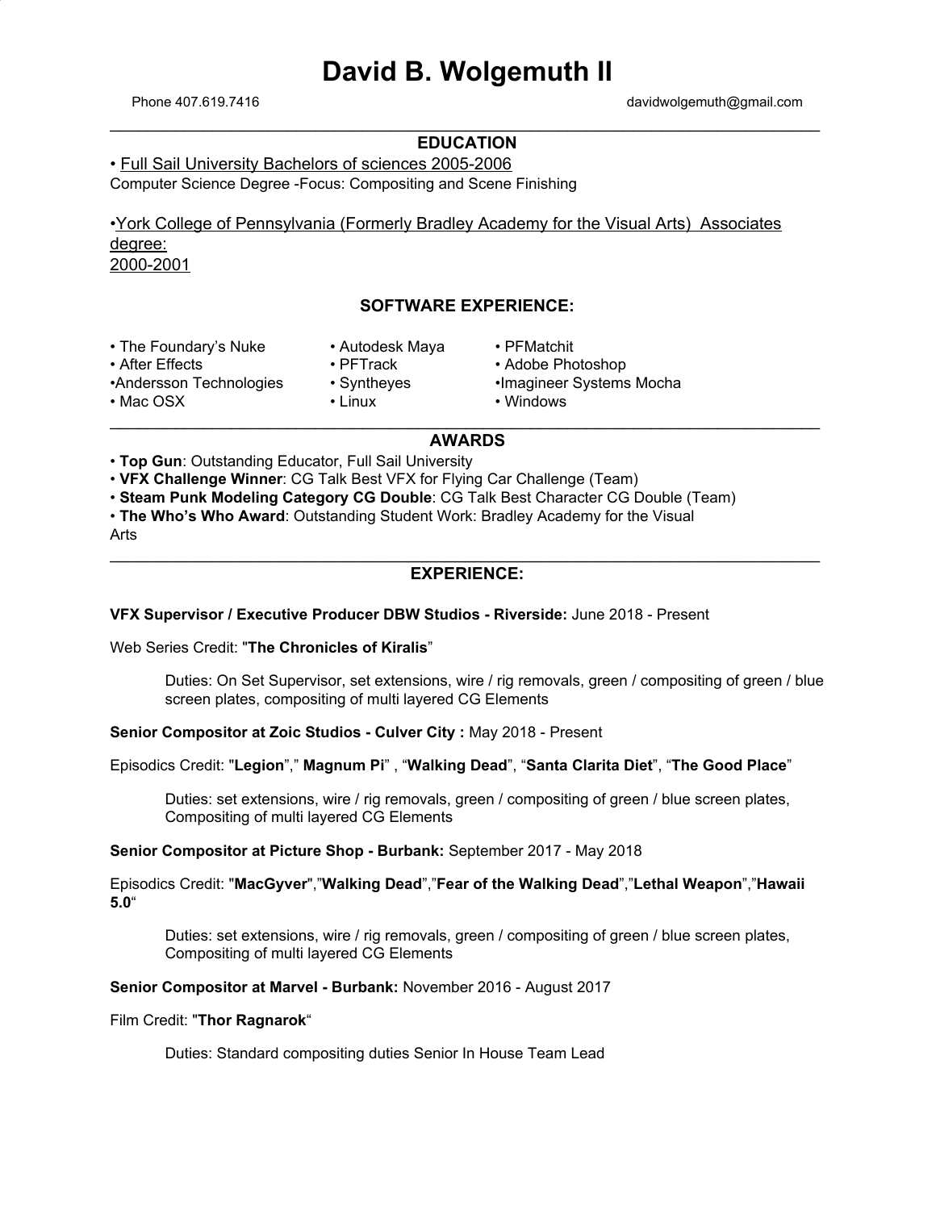# David B. Wolgemuth II

Phone 407.619.7416 davidwolgemuth@gmail.com

---

## EDUCATION

• Full Sail University Bachelors of sciences 2005-2006
Computer Science Degree -Focus: Compositing and Scene Finishing

•York College of Pennsylvania (Formerly Bradley Academy for the Visual Arts) Associates degree:
2000-2001

## SOFTWARE EXPERIENCE:

• The Foundary's Nuke
• After Effects
•Andersson Technologies
• Mac OSX
• Autodesk Maya
• PFTrack
• Syntheyes
• Linux
• PFMatchit
• Adobe Photoshop
•Imagineer Systems Mocha
• Windows

---

## AWARDS

• **Top Gun**: Outstanding Educator, Full Sail University
• **VFX Challenge Winner**: CG Talk Best VFX for Flying Car Challenge (Team)
• **Steam Punk Modeling Category CG Double**: CG Talk Best Character CG Double (Team)
• **The Who's Who Award**: Outstanding Student Work: Bradley Academy for the Visual Arts

---

## EXPERIENCE:

**VFX Supervisor / Executive Producer DBW Studios - Riverside:** June 2018 - Present

Web Series Credit: "**The Chronicles of Kiralis**"

> Duties: On Set Supervisor, set extensions, wire / rig removals, green / compositing of green / blue screen plates, compositing of multi layered CG Elements

**Senior Compositor at Zoic Studios - Culver City :** May 2018 - Present

Episodics Credit: "**Legion**"," **Magnum Pi**" , "**Walking Dead**", "**Santa Clarita Diet**", "**The Good Place**"

> Duties: set extensions, wire / rig removals, green / compositing of green / blue screen plates, Compositing of multi layered CG Elements

**Senior Compositor at Picture Shop - Burbank:** September 2017 - May 2018

Episodics Credit: "**MacGyver**","**Walking Dead**","**Fear of the Walking Dead**","**Lethal Weapon**","**Hawaii 5.0**"

> Duties: set extensions, wire / rig removals, green / compositing of green / blue screen plates, Compositing of multi layered CG Elements

**Senior Compositor at Marvel - Burbank:** November 2016 - August 2017

Film Credit: "**Thor Ragnarok**"

> Duties: Standard compositing duties Senior In House Team Lead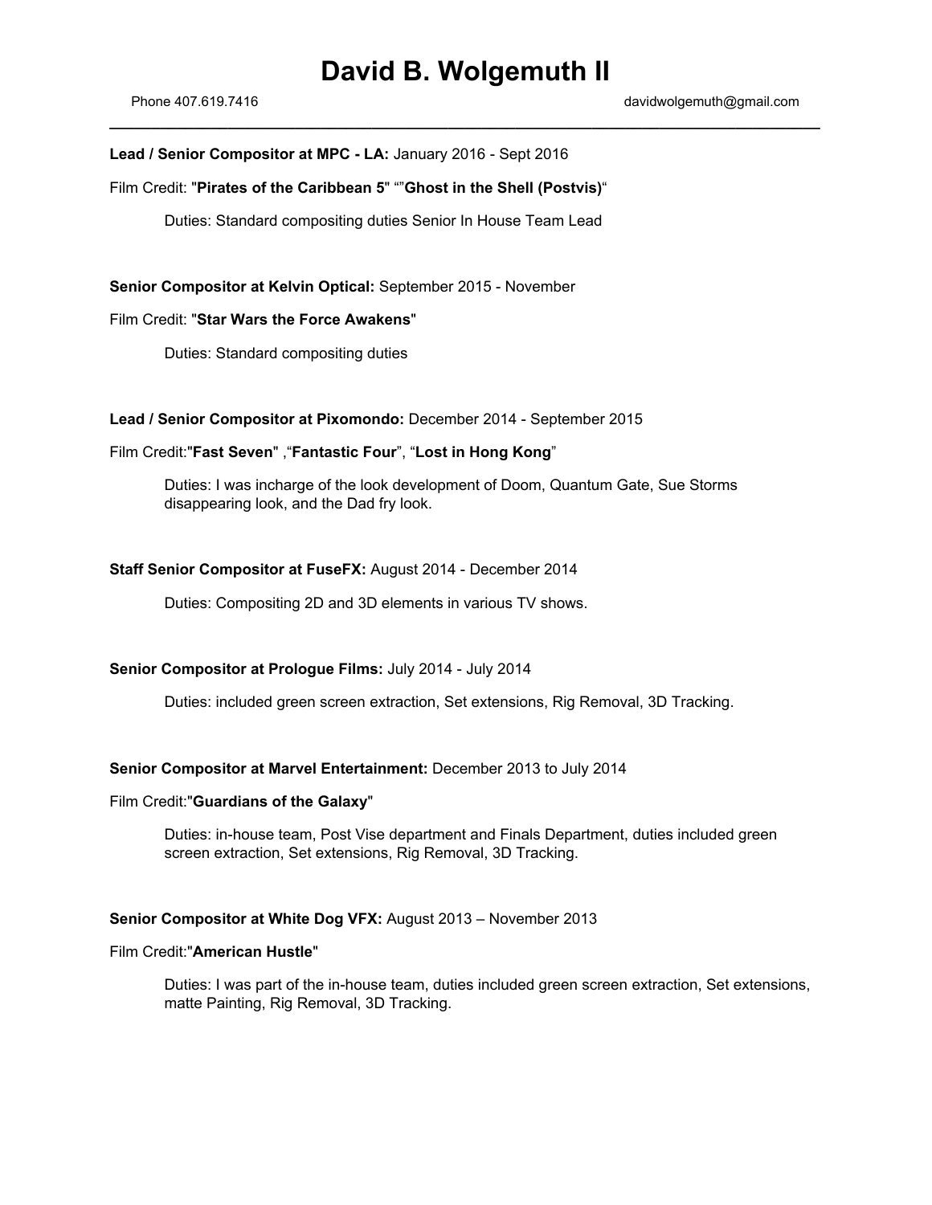# David B. Wolgemuth II

Phone 407.619.7416 davidwolgemuth@gmail.com

---

**Lead / Senior Compositor at MPC - LA:** January 2016 - Sept 2016

Film Credit: "**Pirates of the Caribbean 5**" “”**Ghost in the Shell (Postvis)**“

Duties: Standard compositing duties Senior In House Team Lead

**Senior Compositor at Kelvin Optical:** September 2015 - November

Film Credit: "**Star Wars the Force Awakens**"

Duties: Standard compositing duties

**Lead / Senior Compositor at Pixomondo:** December 2014 - September 2015

Film Credit:"**Fast Seven**" ,“**Fantastic Four**”, “**Lost in Hong Kong**”

Duties: I was incharge of the look development of Doom, Quantum Gate, Sue Storms disappearing look, and the Dad fry look.

**Staff Senior Compositor at FuseFX:** August 2014 - December 2014

Duties: Compositing 2D and 3D elements in various TV shows.

**Senior Compositor at Prologue Films:** July 2014 - July 2014

Duties: included green screen extraction, Set extensions, Rig Removal, 3D Tracking.

**Senior Compositor at Marvel Entertainment:** December 2013 to July 2014

Film Credit:"**Guardians of the Galaxy**"

Duties: in-house team, Post Vise department and Finals Department, duties included green screen extraction, Set extensions, Rig Removal, 3D Tracking.

**Senior Compositor at White Dog VFX:** August 2013 – November 2013

Film Credit:"**American Hustle**"

Duties: I was part of the in-house team, duties included green screen extraction, Set extensions, matte Painting, Rig Removal, 3D Tracking.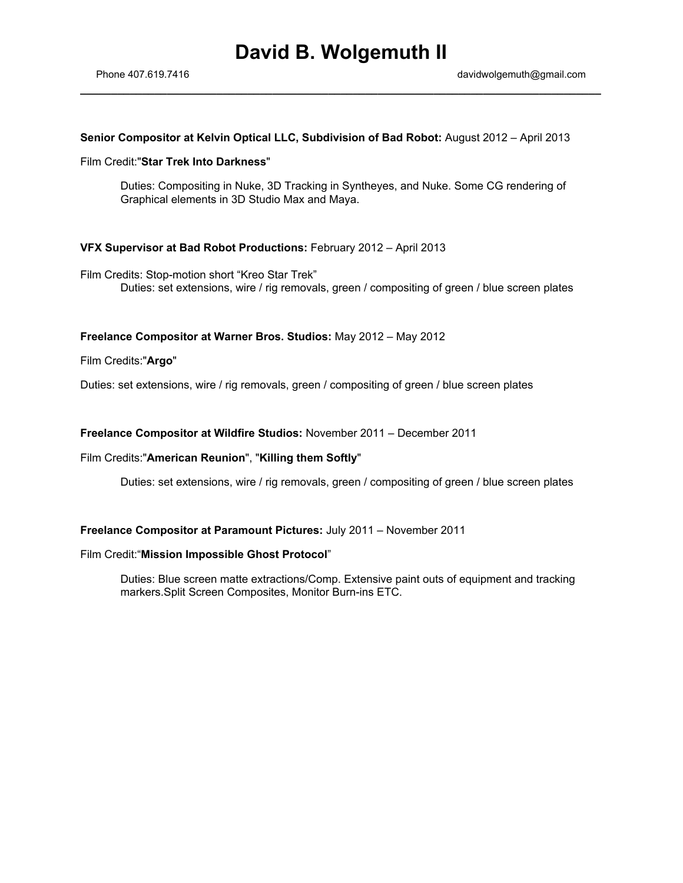# David B. Wolgemuth II

Phone 407.619.7416 davidwolgemuth@gmail.com

---

**Senior Compositor at Kelvin Optical LLC, Subdivision of Bad Robot:** August 2012 – April 2013

Film Credit:"**Star Trek Into Darkness**"

Duties: Compositing in Nuke, 3D Tracking in Syntheyes, and Nuke. Some CG rendering of Graphical elements in 3D Studio Max and Maya.

**VFX Supervisor at Bad Robot Productions:** February 2012 – April 2013

Film Credits: Stop-motion short “Kreo Star Trek”

Duties: set extensions, wire / rig removals, green / compositing of green / blue screen plates

**Freelance Compositor at Warner Bros. Studios:** May 2012 – May 2012

Film Credits:"**Argo**"

Duties: set extensions, wire / rig removals, green / compositing of green / blue screen plates

**Freelance Compositor at Wildfire Studios:** November 2011 – December 2011

Film Credits:"**American Reunion**", "**Killing them Softly**"

Duties: set extensions, wire / rig removals, green / compositing of green / blue screen plates

**Freelance Compositor at Paramount Pictures:** July 2011 – November 2011

Film Credit:“**Mission Impossible Ghost Protocol**”

Duties: Blue screen matte extractions/Comp. Extensive paint outs of equipment and tracking markers.Split Screen Composites, Monitor Burn-ins ETC.